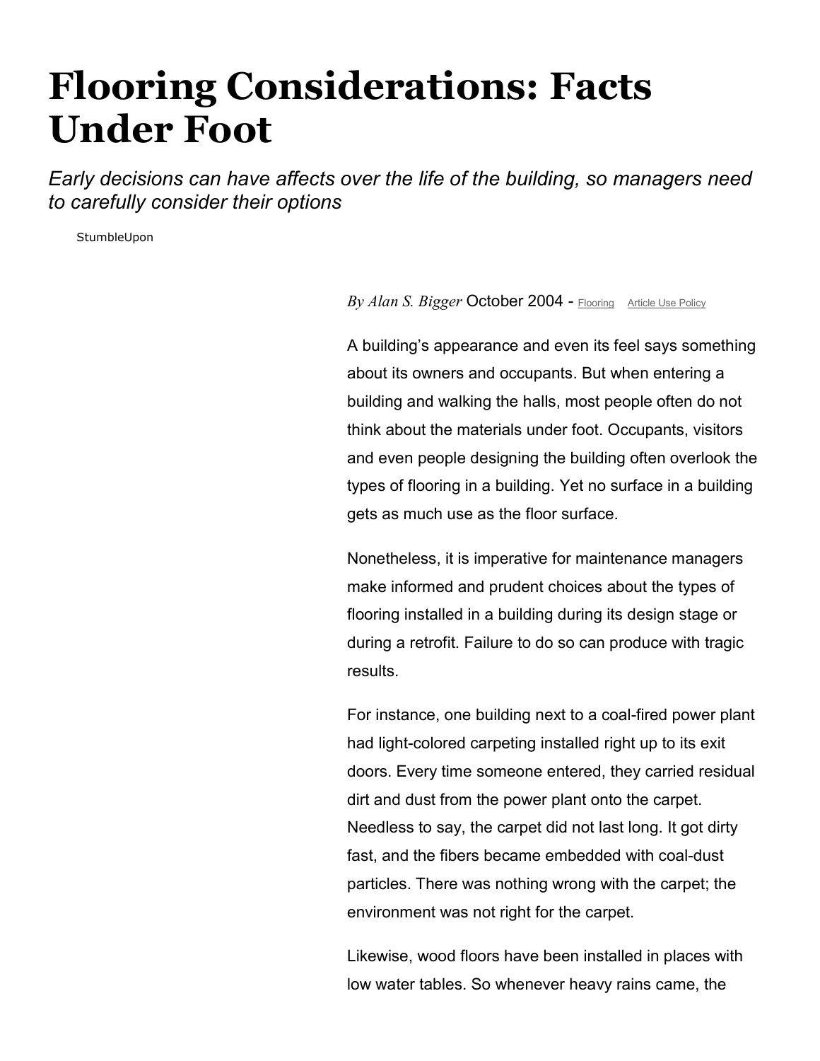# Flooring Considerations: Facts Under Foot

*Early decisions can have affects over the life of the building, so managers need to carefully consider their options*

StumbleUpon

*By Alan S. Bigger* October 2004 - Flooring Article Use Policy

A building's appearance and even its feel says something about its owners and occupants. But when entering a building and walking the halls, most people often do not think about the materials under foot. Occupants, visitors and even people designing the building often overlook the types of flooring in a building. Yet no surface in a building gets as much use as the floor surface.

Nonetheless, it is imperative for maintenance managers make informed and prudent choices about the types of flooring installed in a building during its design stage or during a retrofit. Failure to do so can produce with tragic results.

For instance, one building next to a coal-fired power plant had light-colored carpeting installed right up to its exit doors. Every time someone entered, they carried residual dirt and dust from the power plant onto the carpet. Needless to say, the carpet did not last long. It got dirty fast, and the fibers became embedded with coal-dust particles. There was nothing wrong with the carpet; the environment was not right for the carpet.

Likewise, wood floors have been installed in places with low water tables. So whenever heavy rains came, the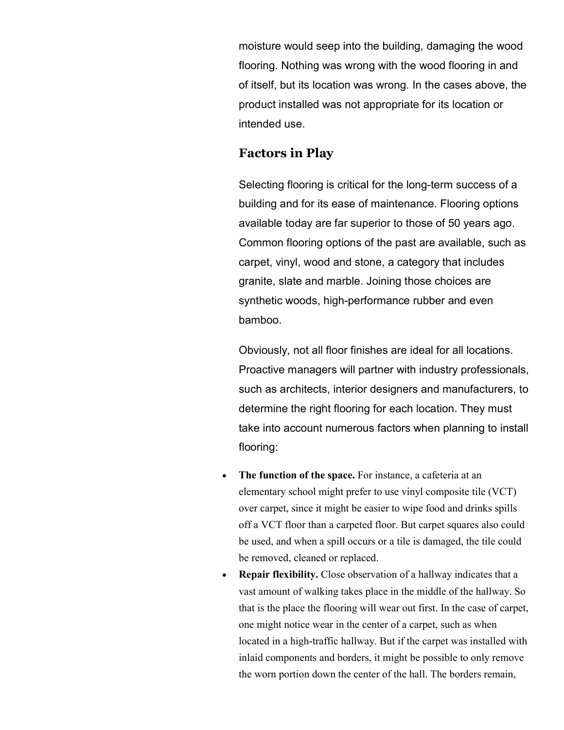moisture would seep into the building, damaging the wood flooring. Nothing was wrong with the wood flooring in and of itself, but its location was wrong. In the cases above, the product installed was not appropriate for its location or intended use.

## Factors in Play

Selecting flooring is critical for the long-term success of a building and for its ease of maintenance. Flooring options available today are far superior to those of 50 years ago. Common flooring options of the past are available, such as carpet, vinyl, wood and stone, a category that includes granite, slate and marble. Joining those choices are synthetic woods, high-performance rubber and even bamboo.

Obviously, not all floor finishes are ideal for all locations. Proactive managers will partner with industry professionals, such as architects, interior designers and manufacturers, to determine the right flooring for each location. They must take into account numerous factors when planning to install flooring:

- **The function of the space.** For instance, a cafeteria at an elementary school might prefer to use vinyl composite tile (VCT) over carpet, since it might be easier to wipe food and drinks spills off a VCT floor than a carpeted floor. But carpet squares also could be used, and when a spill occurs or a tile is damaged, the tile could be removed, cleaned or replaced.
- **Repair flexibility.** Close observation of a hallway indicates that a vast amount of walking takes place in the middle of the hallway. So that is the place the flooring will wear out first. In the case of carpet, one might notice wear in the center of a carpet, such as when located in a high-traffic hallway. But if the carpet was installed with inlaid components and borders, it might be possible to only remove the worn portion down the center of the hall. The borders remain,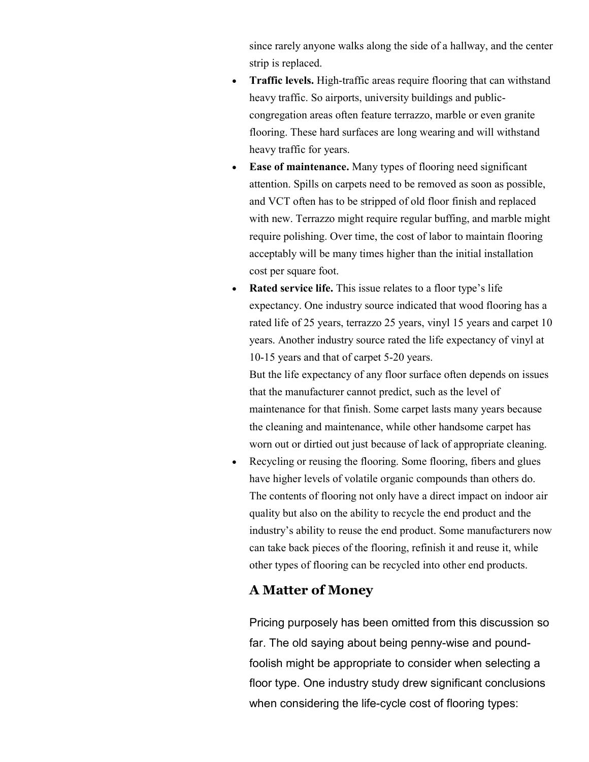since rarely anyone walks along the side of a hallway, and the center strip is replaced.

- **Traffic levels.** High-traffic areas require flooring that can withstand heavy traffic. So airports, university buildings and public-congregation areas often feature terrazzo, marble or even granite flooring. These hard surfaces are long wearing and will withstand heavy traffic for years.
- **Ease of maintenance.** Many types of flooring need significant attention. Spills on carpets need to be removed as soon as possible, and VCT often has to be stripped of old floor finish and replaced with new. Terrazzo might require regular buffing, and marble might require polishing. Over time, the cost of labor to maintain flooring acceptably will be many times higher than the initial installation cost per square foot.
- **Rated service life.** This issue relates to a floor type's life expectancy. One industry source indicated that wood flooring has a rated life of 25 years, terrazzo 25 years, vinyl 15 years and carpet 10 years. Another industry source rated the life expectancy of vinyl at 10-15 years and that of carpet 5-20 years.

  But the life expectancy of any floor surface often depends on issues that the manufacturer cannot predict, such as the level of maintenance for that finish. Some carpet lasts many years because the cleaning and maintenance, while other handsome carpet has worn out or dirtied out just because of lack of appropriate cleaning.
- Recycling or reusing the flooring. Some flooring, fibers and glues have higher levels of volatile organic compounds than others do. The contents of flooring not only have a direct impact on indoor air quality but also on the ability to recycle the end product and the industry's ability to reuse the end product. Some manufacturers now can take back pieces of the flooring, refinish it and reuse it, while other types of flooring can be recycled into other end products.

## A Matter of Money

Pricing purposely has been omitted from this discussion so far. The old saying about being penny-wise and pound-foolish might be appropriate to consider when selecting a floor type. One industry study drew significant conclusions when considering the life-cycle cost of flooring types: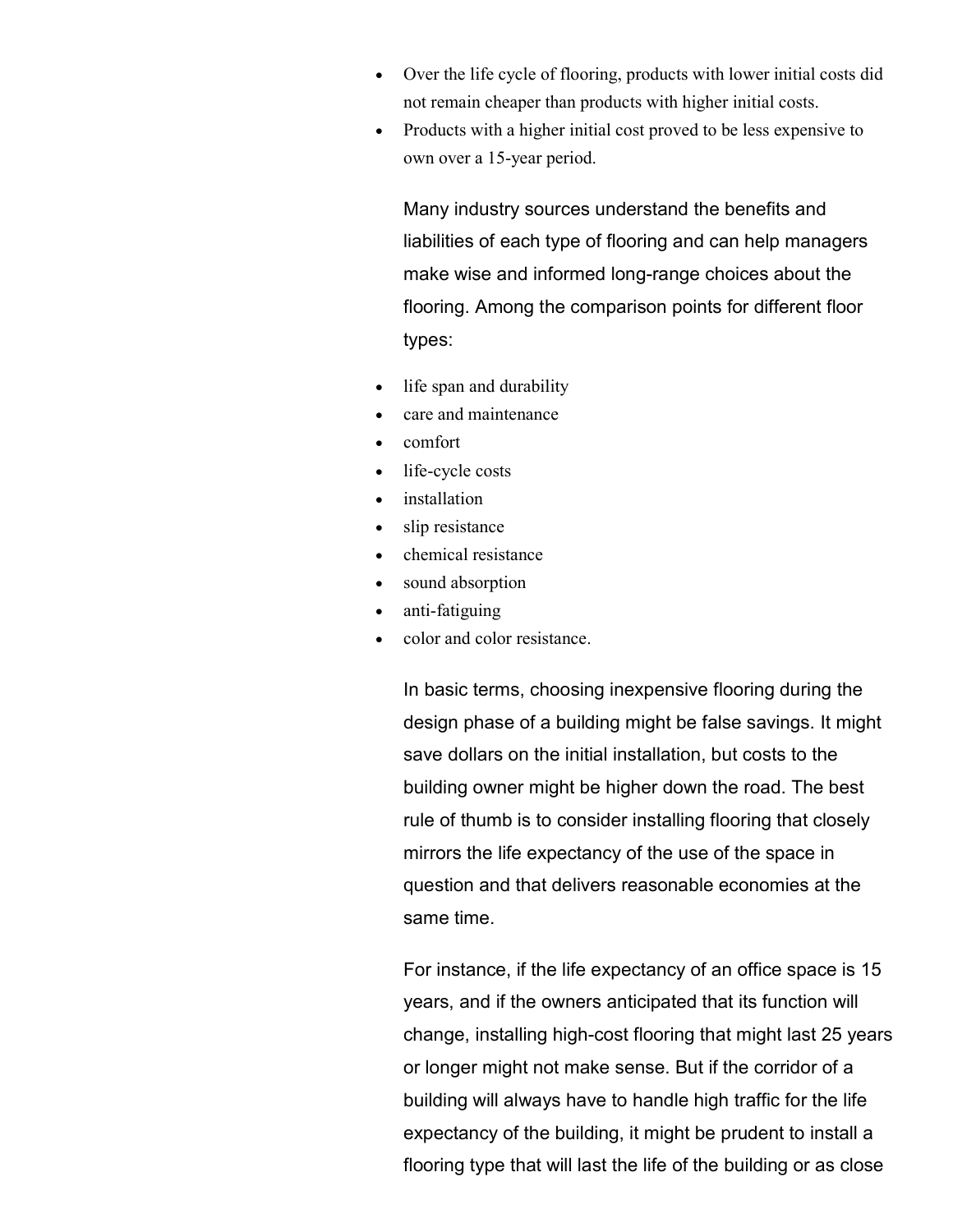- Over the life cycle of flooring, products with lower initial costs did not remain cheaper than products with higher initial costs.
- Products with a higher initial cost proved to be less expensive to own over a 15-year period.

Many industry sources understand the benefits and liabilities of each type of flooring and can help managers make wise and informed long-range choices about the flooring. Among the comparison points for different floor types:

- life span and durability
- care and maintenance
- comfort
- life-cycle costs
- installation
- slip resistance
- chemical resistance
- sound absorption
- anti-fatiguing
- color and color resistance.

In basic terms, choosing inexpensive flooring during the design phase of a building might be false savings. It might save dollars on the initial installation, but costs to the building owner might be higher down the road. The best rule of thumb is to consider installing flooring that closely mirrors the life expectancy of the use of the space in question and that delivers reasonable economies at the same time.

For instance, if the life expectancy of an office space is 15 years, and if the owners anticipated that its function will change, installing high-cost flooring that might last 25 years or longer might not make sense. But if the corridor of a building will always have to handle high traffic for the life expectancy of the building, it might be prudent to install a flooring type that will last the life of the building or as close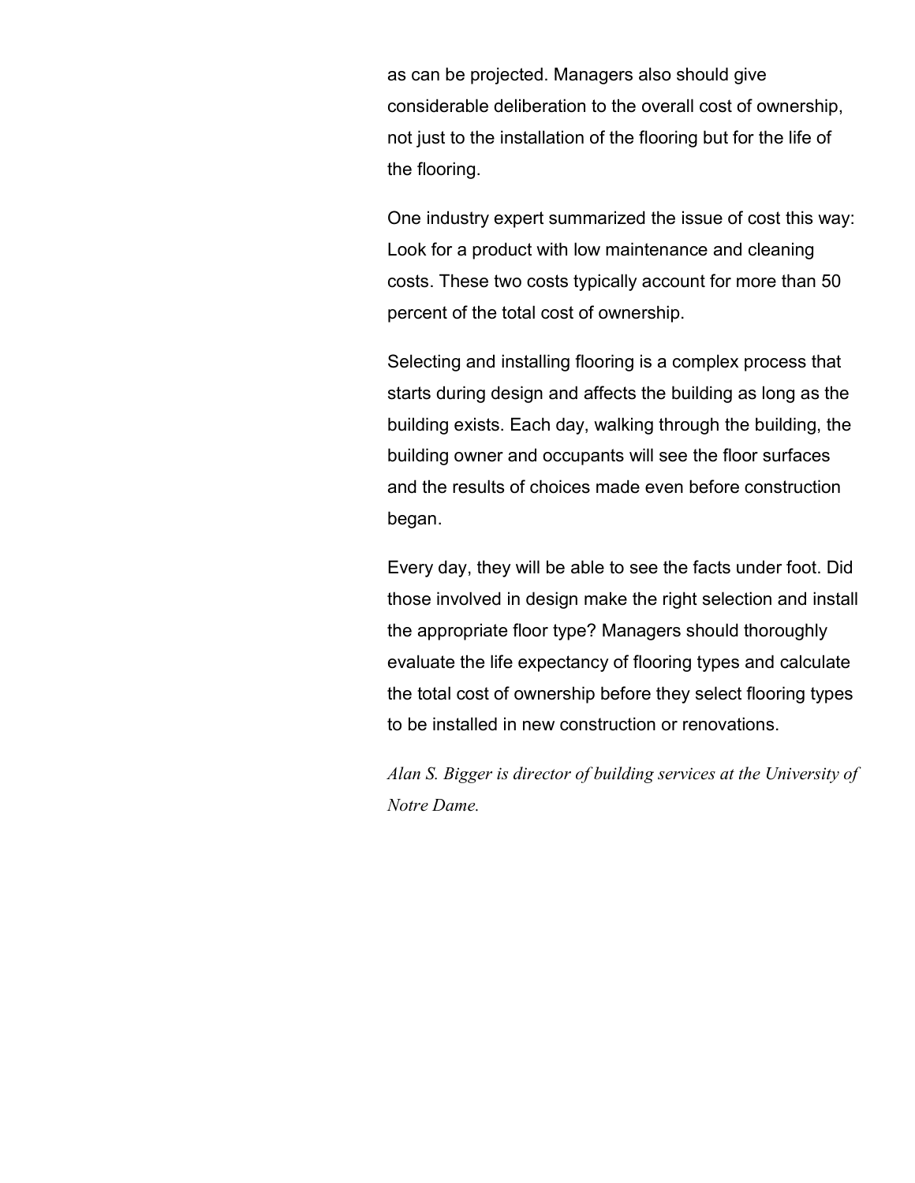as can be projected. Managers also should give considerable deliberation to the overall cost of ownership, not just to the installation of the flooring but for the life of the flooring.

One industry expert summarized the issue of cost this way: Look for a product with low maintenance and cleaning costs. These two costs typically account for more than 50 percent of the total cost of ownership.

Selecting and installing flooring is a complex process that starts during design and affects the building as long as the building exists. Each day, walking through the building, the building owner and occupants will see the floor surfaces and the results of choices made even before construction began.

Every day, they will be able to see the facts under foot. Did those involved in design make the right selection and install the appropriate floor type? Managers should thoroughly evaluate the life expectancy of flooring types and calculate the total cost of ownership before they select flooring types to be installed in new construction or renovations.

*Alan S. Bigger is director of building services at the University of Notre Dame.*